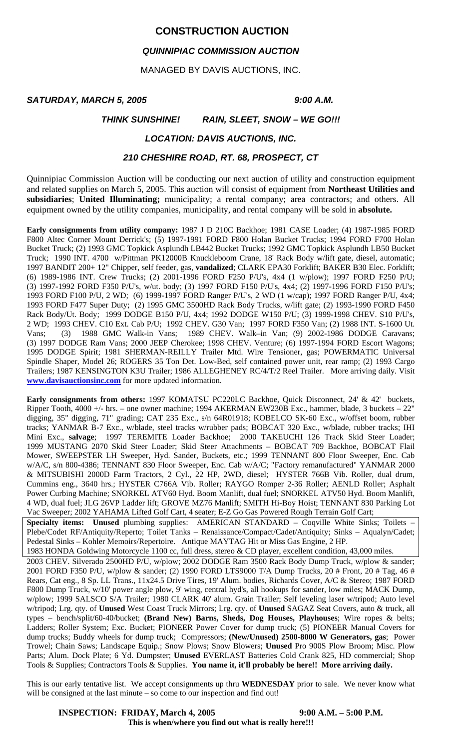# CONSTRUCTION AUCTION

## *QUINNIPIAC COMMISSION AUCTION*

MANAGED BY DAVIS AUCTIONS, INC.

***SATURDAY, MARCH 5, 2005*** ***9:00 A.M.***

***THINK SUNSHINE! RAIN, SLEET, SNOW – WE GO!!!***

***LOCATION: DAVIS AUCTIONS, INC.***

***210 CHESHIRE ROAD, RT. 68, PROSPECT, CT***

Quinnipiac Commission Auction will be conducting our next auction of utility and construction equipment and related supplies on March 5, 2005. This auction will consist of equipment from **Northeast Utilities and subsidiaries**; **United Illuminating;** municipality; a rental company; area contractors; and others. All equipment owned by the utility companies, municipality, and rental company will be sold in **absolute.**

**Early consignments from utility company:** 1987 J D 210C Backhoe; 1981 CASE Loader; (4) 1987-1985 FORD F800 Altec Corner Mount Derrick's; (5) 1997-1991 FORD F800 Holan Bucket Trucks; 1994 FORD F700 Holan Bucket Truck; (2) 1993 GMC Topkick Asplundh LB442 Bucket Trucks; 1992 GMC Topkick Asplundh LB50 Bucket Truck; 1990 INT. 4700 w/Pittman PK12000B Knuckleboom Crane, 18' Rack Body w/lift gate, diesel, automatic; 1997 BANDIT 200+ 12" Chipper, self feeder, gas, **vandalized**; CLARK EPA30 Forklift; BAKER B30 Elec. Forklift; (6) 1989-1986 INT. Crew Trucks; (2) 2001-1996 FORD F250 P/U's, 4x4 (1 w/plow); 1997 FORD F250 P/U; (3) 1997-1992 FORD F350 P/U's, w/ut. body; (3) 1997 FORD F150 P/U's, 4x4; (2) 1997-1996 FORD F150 P/U's; 1993 FORD F100 P/U, 2 WD; (6) 1999-1997 FORD Ranger P/U's, 2 WD (1 w/cap); 1997 FORD Ranger P/U, 4x4; 1993 FORD F477 Super Duty; (2) 1995 GMC 3500HD Rack Body Trucks, w/lift gate; (2) 1993-1990 FORD F450 Rack Body/Ut. Body; 1999 DODGE B150 P/U, 4x4; 1992 DODGE W150 P/U; (3) 1999-1998 CHEV. S10 P/U's, 2 WD; 1993 CHEV. C10 Ext. Cab P/U; 1992 CHEV. G30 Van; 1997 FORD F350 Van; (2) 1988 INT. S-1600 Ut. Vans; (3) 1988 GMC Walk-in Vans; 1989 CHEV. Walk–in Van; (9) 2002-1986 DODGE Caravans; (3) 1997 DODGE Ram Vans; 2000 JEEP Cherokee; 1998 CHEV. Venture; (6) 1997-1994 FORD Escort Wagons; 1995 DODGE Spirit; 1981 SHERMAN-REILLY Trailer Mtd. Wire Tensioner, gas; POWERMATIC Universal Spindle Shaper, Model 26; ROGERS 35 Ton Det. Low-Bed, self contained power unit, rear ramp; (2) 1993 Cargo Trailers; 1987 KENSINGTON K3U Trailer; 1986 ALLEGHENEY RC/4/T/2 Reel Trailer. More arriving daily. Visit **www.davisauctionsinc.com** for more updated information.

**Early consignments from others:** 1997 KOMATSU PC220LC Backhoe, Quick Disconnect, 24' & 42' buckets, Ripper Tooth, 4000 +/- hrs. – one owner machine; 1994 AKERMAN EW230B Exc., hammer, blade, 3 buckets – 22" digging, 35" digging, 71" grading; CAT 235 Exc., s/n 64R01918; KOBELCO SK-60 Exc., w/offset boom, rubber tracks; YANMAR B-7 Exc., w/blade, steel tracks w/rubber pads; BOBCAT 320 Exc., w/blade, rubber tracks; IHI Mini Exc., **salvage**; 1997 TEREMITE Loader Backhoe; 2000 TAKEUCHI 126 Track Skid Steer Loader; 1999 MUSTANG 2070 Skid Steer Loader; Skid Steer Attachments – BOBCAT 709 Backhoe, BOBCAT Flail Mower, SWEEPSTER LH Sweeper, Hyd. Sander, Buckets, etc.; 1999 TENNANT 800 Floor Sweeper, Enc. Cab w/A/C, s/n 800-4386; TENNANT 830 Floor Sweeper, Enc. Cab w/A/C; "Factory remanufactured" YANMAR 2000 & MITSUBISHI 2000D Farm Tractors, 2 Cyl., 22 HP, 2WD, diesel; HYSTER 766B Vib. Roller, dual drum, Cummins eng., 3640 hrs.; HYSTER C766A Vib. Roller; RAYGO Romper 2-36 Roller; AENLD Roller; Asphalt Power Curbing Machine; SNORKEL ATV60 Hyd. Boom Manlift, dual fuel; SNORKEL ATV50 Hyd. Boom Manlift, 4 WD, dual fuel; JLG 26VP Ladder lift; GROVE MZ76 Manlift; SMITH Hi-Boy Hoist; TENNANT 830 Parking Lot Vac Sweeper; 2002 YAHAMA Lifted Golf Cart, 4 seater; E-Z Go Gas Powered Rough Terrain Golf Cart;

**Specialty items: Unused** plumbing supplies: AMERICAN STANDARD – Coqville White Sinks; Toilets – Plebe/Codet RF/Antiquity/Reperto; Toilet Tanks – Renaissance/Compact/Cadet/Antiquity; Sinks – Aqualyn/Cadet; Pedestal Sinks – Kohler Memoirs/Repertoire. Antique MAYTAG Hit or Miss Gas Engine, 2 HP.

1983 HONDA Goldwing Motorcycle 1100 cc, full dress, stereo & CD player, excellent condition, 43,000 miles.

2003 CHEV. Silverado 2500HD P/U, w/plow; 2002 DODGE Ram 3500 Rack Body Dump Truck, w/plow & sander; 2001 FORD F350 P/U, w/plow & sander; (2) 1990 FORD LTS9000 T/A Dump Trucks, 20 # Front, 20 # Tag, 46 # Rears, Cat eng., 8 Sp. LL Trans., 11x24.5 Drive Tires, 19' Alum. bodies, Richards Cover, A/C & Stereo; 1987 FORD F800 Dump Truck, w/10' power angle plow, 9' wing, central hyd's, all hookups for sander, low miles; MACK Dump, w/plow; 1999 SALSCO S/A Trailer; 1980 CLARK 40' alum. Grain Trailer; Self leveling laser w/tripod; Auto level w/tripod; Lrg. qty. of **Unused** West Coast Truck Mirrors; Lrg. qty. of **Unused** SAGAZ Seat Covers, auto & truck, all types – bench/split/60-40/bucket; **(Brand New) Barns, Sheds, Dog Houses, Playhouses**; Wire ropes & belts; Ladders; Roller System; Exc. Bucket; PIONEER Power Cover for dump truck; (5) PIONEER Manual Covers for dump trucks; Buddy wheels for dump truck; Compressors; **(New/Unused) 2500-8000 W Generators, gas**; Power Trowel; Chain Saws; Landscape Equip.; Snow Plows; Snow Blowers; **Unused** Pro 900S Plow Broom; Misc. Plow Parts; Alum. Dock Plate; 6 Yd. Dumpster; **Unused** EVERLAST Batteries Cold Crank 825, HD commercial; Shop Tools & Supplies; Contractors Tools & Supplies. **You name it, it'll probably be here!! More arriving daily.**

This is our early tentative list. We accept consignments up thru **WEDNESDAY** prior to sale. We never know what will be consigned at the last minute – so come to our inspection and find out!

**INSPECTION: FRIDAY, March 4, 2005 9:00 A.M. – 5:00 P.M.**

**This is when/where you find out what is really here!!!**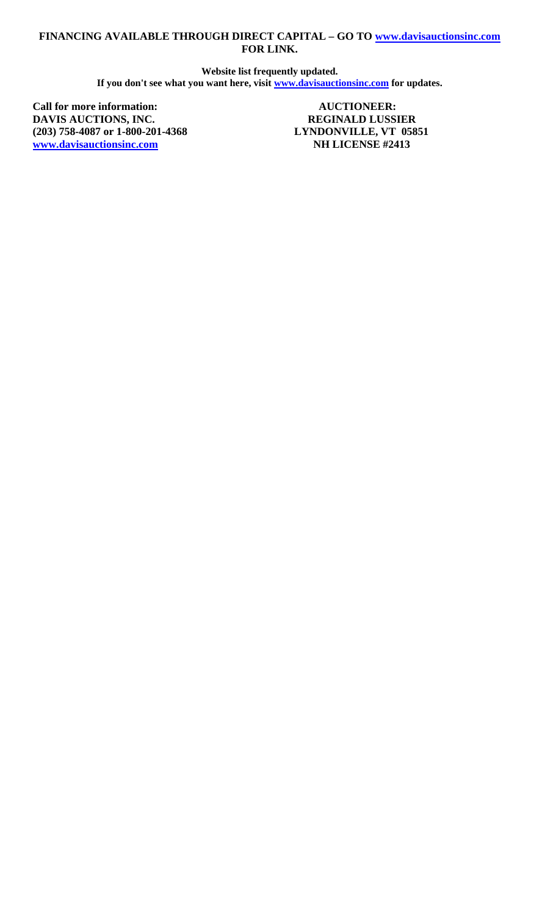**FINANCING AVAILABLE THROUGH DIRECT CAPITAL – GO TO [www.davisauctionsinc.com](www.davisauctionsinc.com) FOR LINK.**

**Website list frequently updated.**
**If you don't see what you want here, visit [www.davisauctionsinc.com](www.davisauctionsinc.com) for updates.**

**Call for more information:**
**DAVIS AUCTIONS, INC.**
**(203) 758-4087 or 1-800-201-4368**
**[www.davisauctionsinc.com](www.davisauctionsinc.com)**

**AUCTIONEER:**
**REGINALD LUSSIER**
**LYNDONVILLE, VT 05851**
**NH LICENSE #2413**